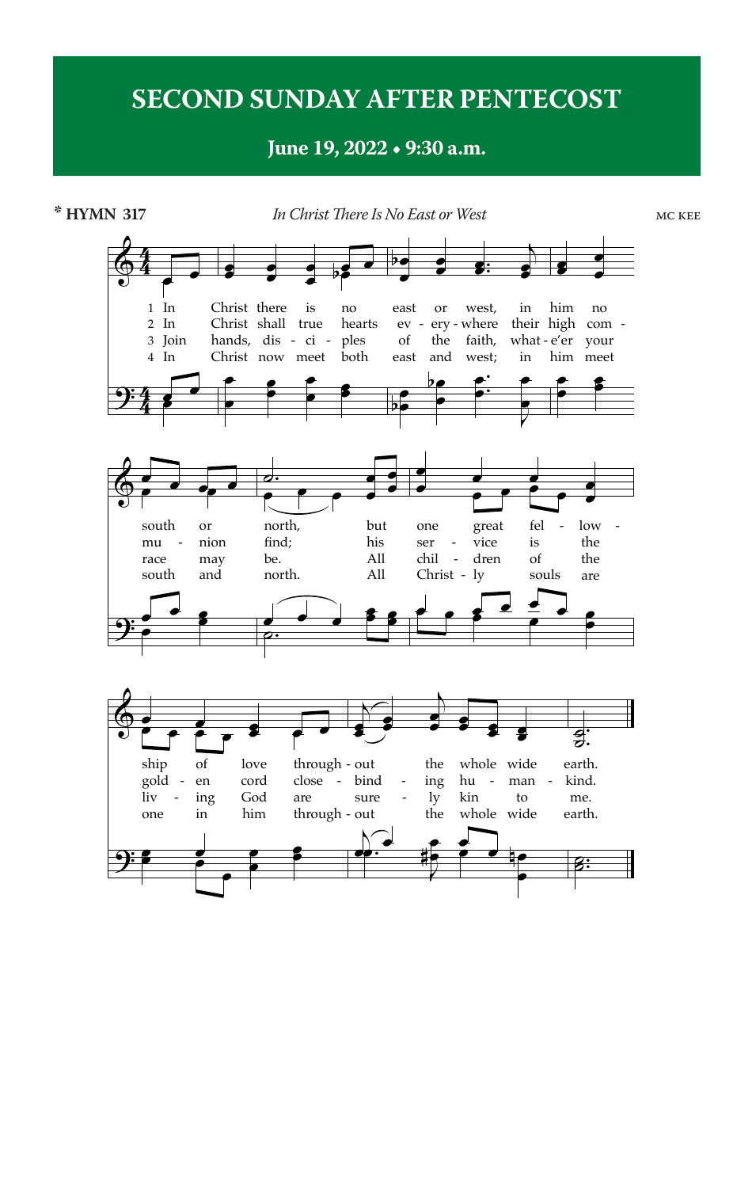# SECOND SUNDAY AFTER PENTECOST

**June 19, 2022 • 9:30 a.m.**

\* **HYMN 317** *In Christ There Is No East or West* MC KEE

1 In Christ there is no east or west, in him no south or north, but one great fellowship of love throughout the whole wide earth.

2 In Christ shall true hearts everywhere their high communion find; his service is the golden cord close binding humankind.

3 Join hands, disciples of the faith, what-e'er your race may be. All children of the living God are surely kin to me.

4 In Christ now meet both east and west; in him meet south and north. All Christly souls are one in him throughout the whole wide earth.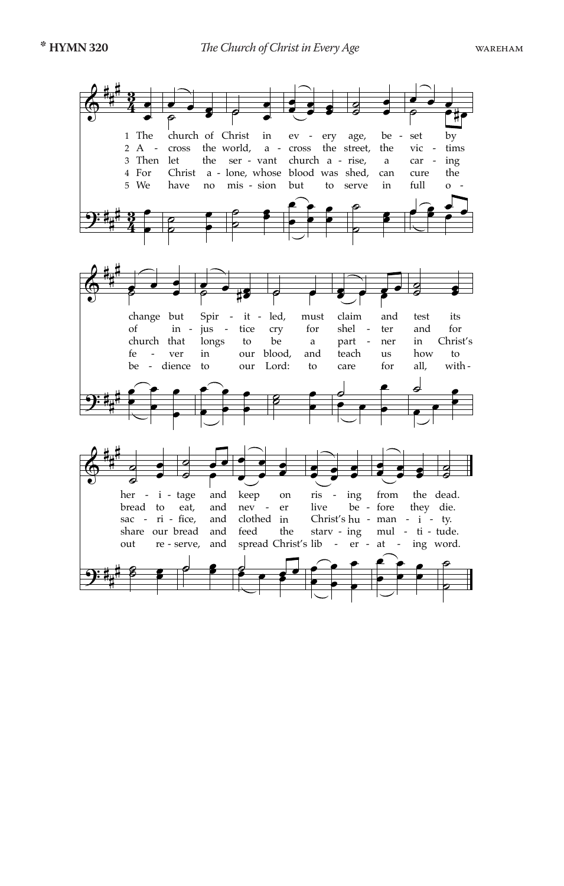**\* HYMN 320** *The Church of Christ in Every Age* WAREHAM

1 The church of Christ in every age, beset by change but Spirit-led, must claim and test its heritage and keep on rising from the dead.

2 Across the world, across the street, the victims of injustice cry for shelter and for bread to eat, and never live before they die.

3 Then let the servant church arise, a caring church that longs to be a partner in Christ's sacrifice, and clothed in Christ's humanity.

4 For Christ alone, whose blood was shed, can cure the fever in our blood, and teach us how to share our bread and feed the starving multitude.

5 We have no mission but to serve in full obedience to our Lord: to care for all, without reserve, and spread Christ's liberating word.